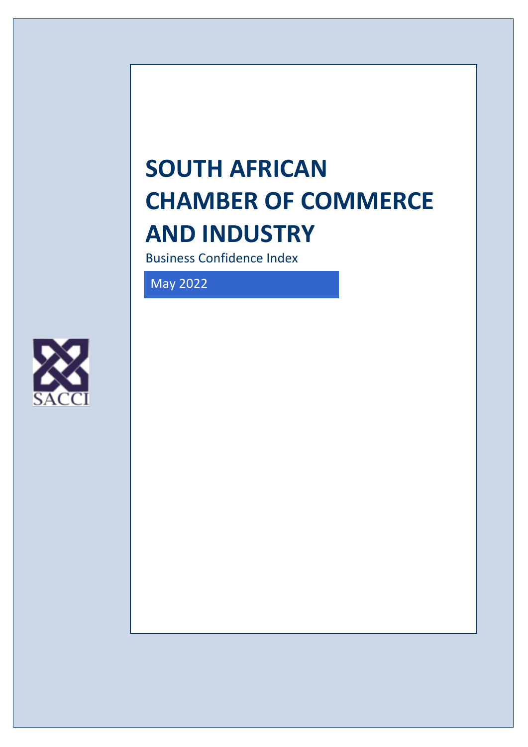# SOUTH AFRICAN CHAMBER OF COMMERCE AND INDUSTRY

Business Confidence Index

May 2022

SACCI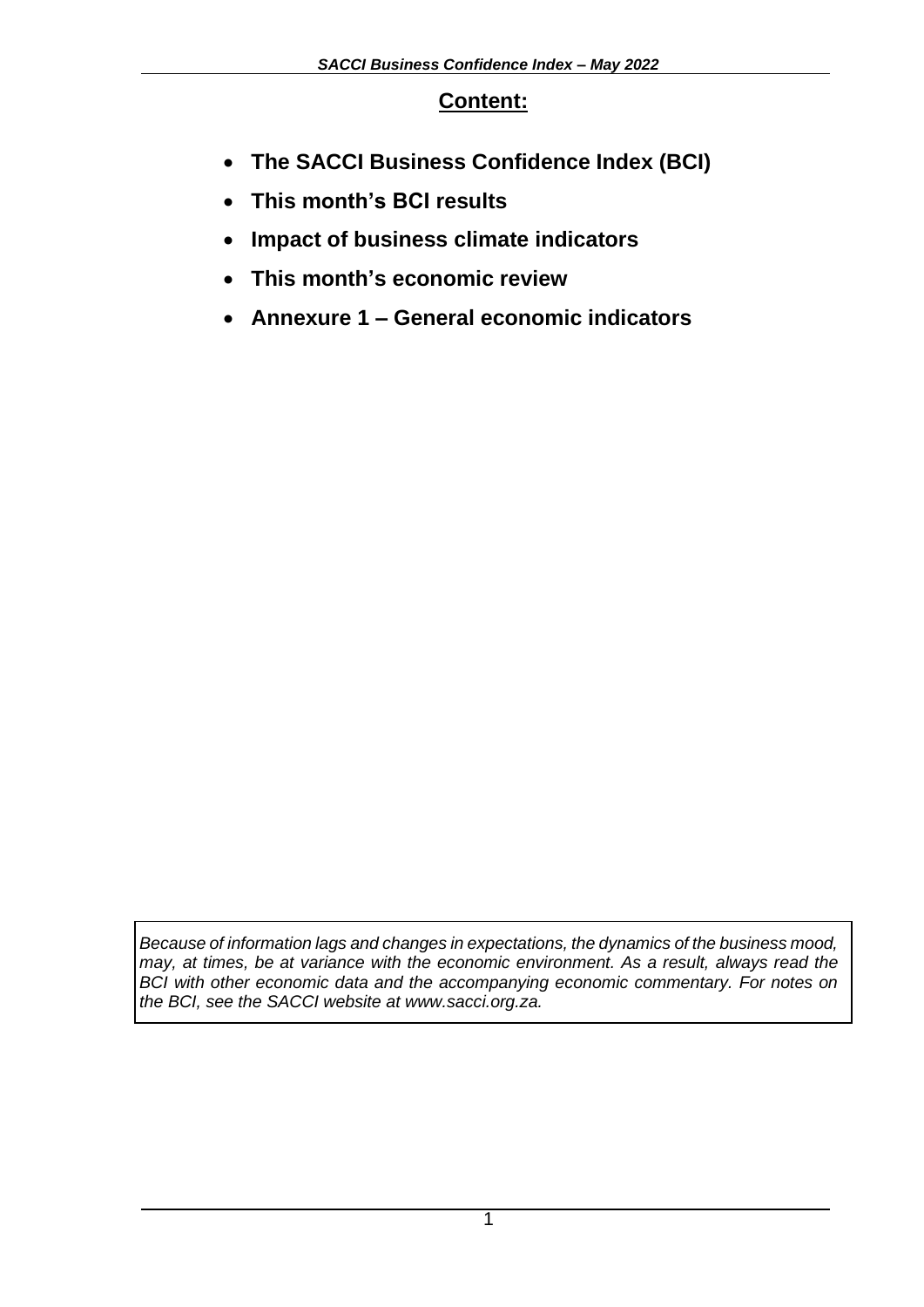## Content:

- **The SACCI Business Confidence Index (BCI)**
- **This month's BCI results**
- **Impact of business climate indicators**
- **This month's economic review**
- **Annexure 1 – General economic indicators**

*Because of information lags and changes in expectations, the dynamics of the business mood, may, at times, be at variance with the economic environment. As a result, always read the BCI with other economic data and the accompanying economic commentary. For notes on the BCI, see the SACCI website at www.sacci.org.za.*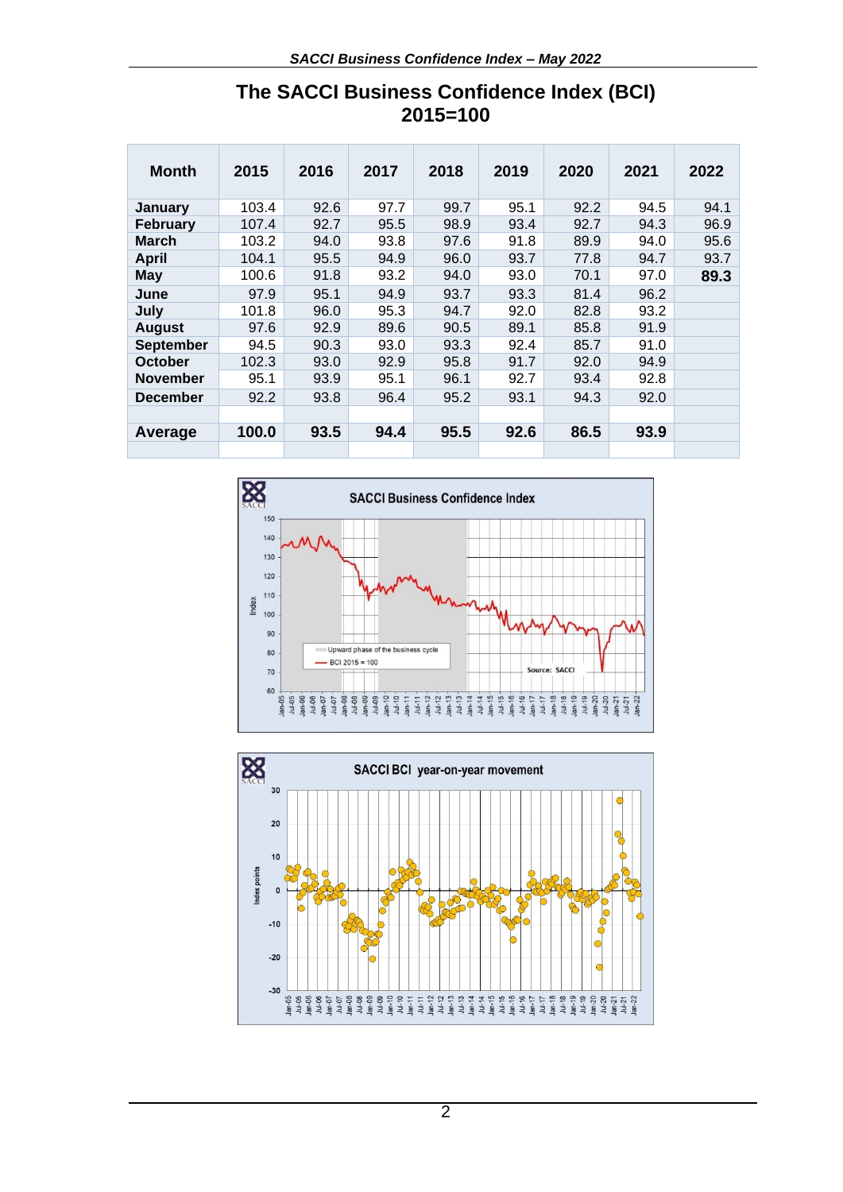# The SACCI Business Confidence Index (BCI) 2015=100

| Month | 2015 | 2016 | 2017 | 2018 | 2019 | 2020 | 2021 | 2022 |
|---|---|---|---|---|---|---|---|---|
| **January** | 103.4 | 92.6 | 97.7 | 99.7 | 95.1 | 92.2 | 94.5 | 94.1 |
| **February** | 107.4 | 92.7 | 95.5 | 98.9 | 93.4 | 92.7 | 94.3 | 96.9 |
| **March** | 103.2 | 94.0 | 93.8 | 97.6 | 91.8 | 89.9 | 94.0 | 95.6 |
| **April** | 104.1 | 95.5 | 94.9 | 96.0 | 93.7 | 77.8 | 94.7 | 93.7 |
| **May** | 100.6 | 91.8 | 93.2 | 94.0 | 93.0 | 70.1 | 97.0 | **89.3** |
| **June** | 97.9 | 95.1 | 94.9 | 93.7 | 93.3 | 81.4 | 96.2 | |
| **July** | 101.8 | 96.0 | 95.3 | 94.7 | 92.0 | 82.8 | 93.2 | |
| **August** | 97.6 | 92.9 | 89.6 | 90.5 | 89.1 | 85.8 | 91.9 | |
| **September** | 94.5 | 90.3 | 93.0 | 93.3 | 92.4 | 85.7 | 91.0 | |
| **October** | 102.3 | 93.0 | 92.9 | 95.8 | 91.7 | 92.0 | 94.9 | |
| **November** | 95.1 | 93.9 | 95.1 | 96.1 | 92.7 | 93.4 | 92.8 | |
| **December** | 92.2 | 93.8 | 96.4 | 95.2 | 93.1 | 94.3 | 92.0 | |
| | | | | | | | | |
| **Average** | **100.0** | **93.5** | **94.4** | **95.5** | **92.6** | **86.5** | **93.9** | |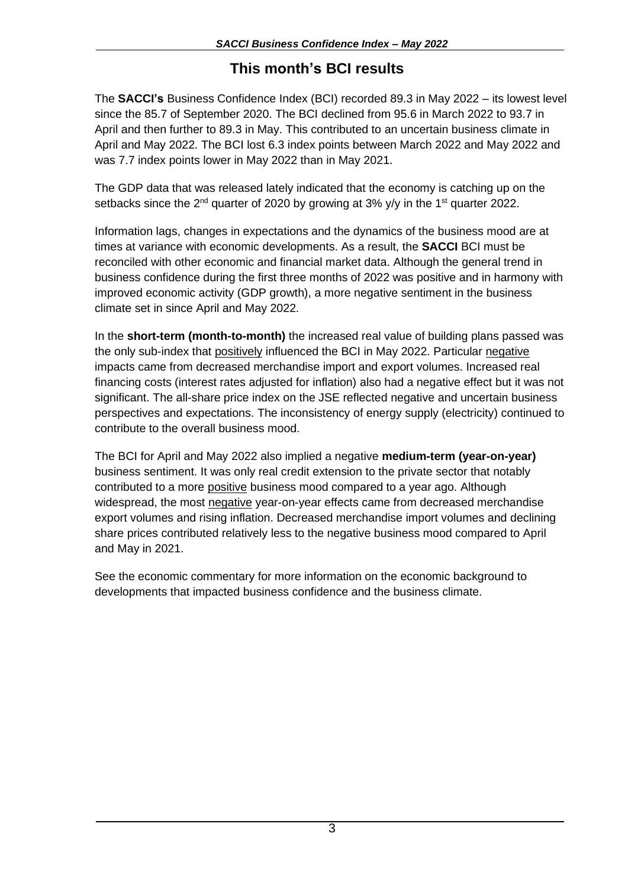# This month's BCI results

The **SACCI's** Business Confidence Index (BCI) recorded 89.3 in May 2022 – its lowest level since the 85.7 of September 2020. The BCI declined from 95.6 in March 2022 to 93.7 in April and then further to 89.3 in May. This contributed to an uncertain business climate in April and May 2022. The BCI lost 6.3 index points between March 2022 and May 2022 and was 7.7 index points lower in May 2022 than in May 2021.

The GDP data that was released lately indicated that the economy is catching up on the setbacks since the 2nd quarter of 2020 by growing at 3% y/y in the 1st quarter 2022.

Information lags, changes in expectations and the dynamics of the business mood are at times at variance with economic developments. As a result, the **SACCI** BCI must be reconciled with other economic and financial market data. Although the general trend in business confidence during the first three months of 2022 was positive and in harmony with improved economic activity (GDP growth), a more negative sentiment in the business climate set in since April and May 2022.

In the **short-term (month-to-month)** the increased real value of building plans passed was the only sub-index that positively influenced the BCI in May 2022. Particular negative impacts came from decreased merchandise import and export volumes. Increased real financing costs (interest rates adjusted for inflation) also had a negative effect but it was not significant. The all-share price index on the JSE reflected negative and uncertain business perspectives and expectations. The inconsistency of energy supply (electricity) continued to contribute to the overall business mood.

The BCI for April and May 2022 also implied a negative **medium-term (year-on-year)** business sentiment. It was only real credit extension to the private sector that notably contributed to a more positive business mood compared to a year ago. Although widespread, the most negative year-on-year effects came from decreased merchandise export volumes and rising inflation. Decreased merchandise import volumes and declining share prices contributed relatively less to the negative business mood compared to April and May in 2021.

See the economic commentary for more information on the economic background to developments that impacted business confidence and the business climate.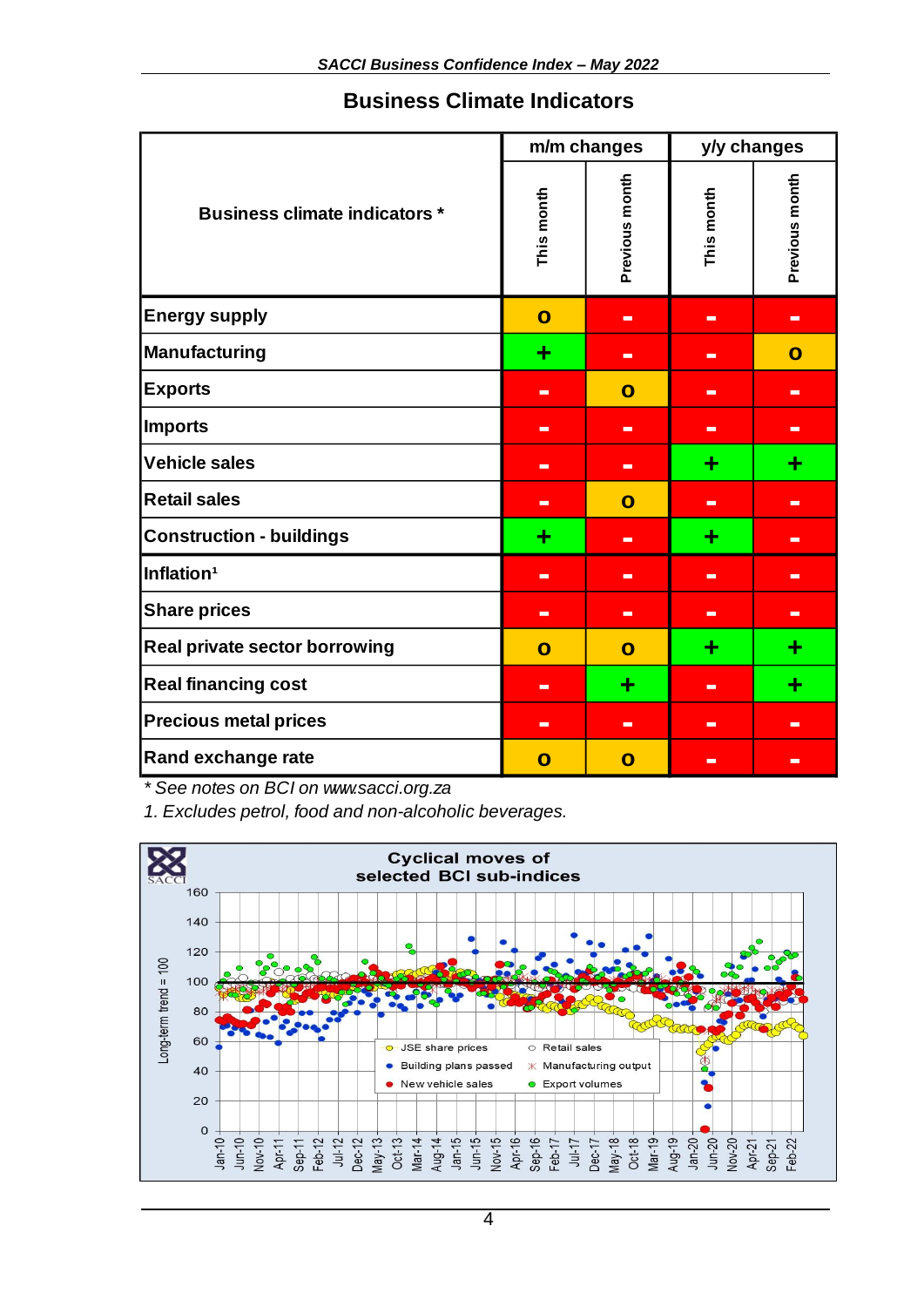## Business Climate Indicators

| Business climate indicators * | m/m changes | | y/y changes | |
|---|---|---|---|---|
| | This month | Previous month | This month | Previous month |
| Energy supply | o | - | - | - |
| Manufacturing | + | - | - | o |
| Exports | - | o | - | - |
| Imports | - | - | - | - |
| Vehicle sales | - | - | + | + |
| Retail sales | - | o | - | - |
| Construction - buildings | + | - | + | - |
| Inflation[1] | - | - | - | - |
| Share prices | - | - | - | - |
| Real private sector borrowing | o | o | + | + |
| Real financing cost | - | + | - | + |
| Precious metal prices | - | - | - | - |
| Rand exchange rate | o | o | - | - |

*\* See notes on BCI on www.sacci.org.za*

*1. Excludes petrol, food and non-alcoholic beverages.*

**Cyclical moves of selected BCI sub-indices**

Long-term trend = 100

Legend: JSE share prices; Retail sales; Building plans passed; Manufacturing output; New vehicle sales; Export volumes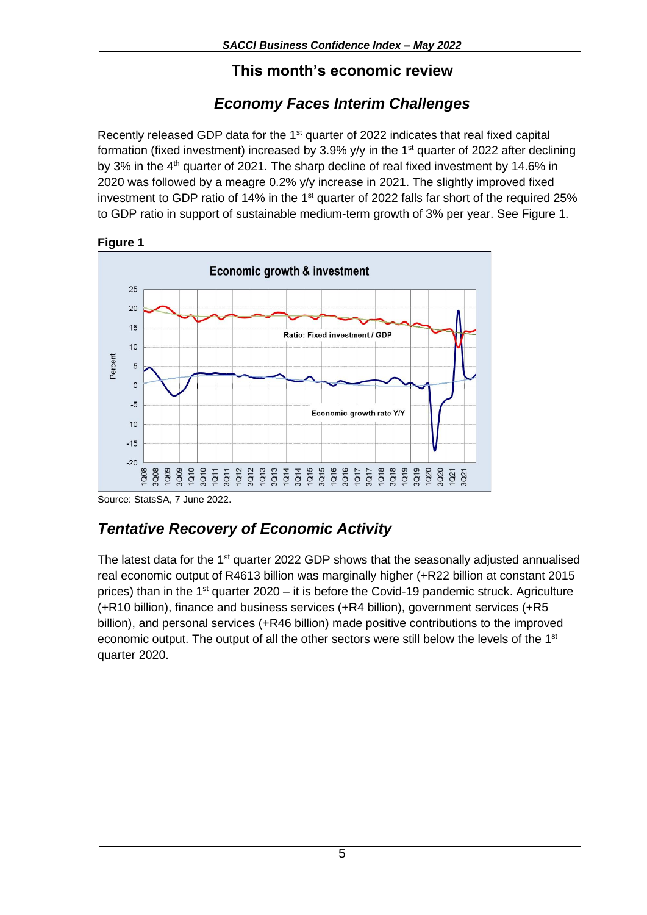## This month's economic review

### *Economy Faces Interim Challenges*

Recently released GDP data for the 1st quarter of 2022 indicates that real fixed capital formation (fixed investment) increased by 3.9% y/y in the 1st quarter of 2022 after declining by 3% in the 4th quarter of 2021. The sharp decline of real fixed investment by 14.6% in 2020 was followed by a meagre 0.2% y/y increase in 2021. The slightly improved fixed investment to GDP ratio of 14% in the 1st quarter of 2022 falls far short of the required 25% to GDP ratio in support of sustainable medium-term growth of 3% per year. See Figure 1.

**Figure 1**

Source: StatsSA, 7 June 2022.

### *Tentative Recovery of Economic Activity*

The latest data for the 1st quarter 2022 GDP shows that the seasonally adjusted annualised real economic output of R4613 billion was marginally higher (+R22 billion at constant 2015 prices) than in the 1st quarter 2020 – it is before the Covid-19 pandemic struck. Agriculture (+R10 billion), finance and business services (+R4 billion), government services (+R5 billion), and personal services (+R46 billion) made positive contributions to the improved economic output. The output of all the other sectors were still below the levels of the 1st quarter 2020.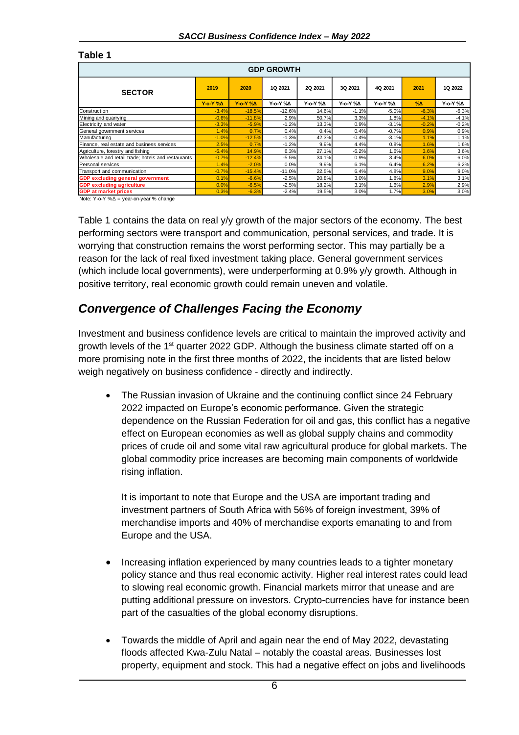**Table 1**

| GDP GROWTH | | | | | | | | |
|---|---|---|---|---|---|---|---|---|
| SECTOR | 2019 | 2020 | 1Q 2021 | 2Q 2021 | 3Q 2021 | 4Q 2021 | 2021 | 1Q 2022 |
| | Y-o-Y %Δ | Y-o-Y %Δ | Y-o-Y %Δ | Y-o-Y %Δ | Y-o-Y %Δ | Y-o-Y %Δ | %Δ | Y-o-Y %Δ |
| Construction | -3.4% | -18.5% | -12.6% | 14.6% | -1.1% | -5.0% | -6.3% | -6.3% |
| Mining and quarrying | -0.6% | -11.8% | 2.9% | 50.7% | 3.3% | 1.8% | -4.1% | -4.1% |
| Electricity and water | -3.3% | -5.9% | -1.2% | 13.3% | 0.9% | -3.1% | -0.2% | -0.2% |
| General government services | 1.4% | 0.7% | 0.4% | 0.4% | 0.4% | -0.7% | 0.9% | 0.9% |
| Manufacturing | -1.0% | -12.5% | -1.3% | 42.3% | -0.4% | -3.1% | 1.1% | 1.1% |
| Finance, real estate and business services | 2.5% | 0.7% | -1.2% | 9.9% | 4.4% | 0.8% | 1.6% | 1.6% |
| Agriculture, forestry and fishing | -6.4% | 14.9% | 6.3% | 27.1% | -6.2% | 1.6% | 3.6% | 3.6% |
| Wholesale and retail trade; hotels and restaurants | -0.7% | -12.4% | -5.5% | 34.1% | 0.9% | 3.4% | 6.0% | 6.0% |
| Personal services | 1.4% | -2.0% | 0.0% | 9.9% | 6.1% | 6.4% | 6.2% | 6.2% |
| Transport and communication | -0.7% | -15.4% | -11.0% | 22.5% | 6.4% | 4.8% | 9.0% | 9.0% |
| **GDP excluding general government** | 0.1% | -6.6% | -2.5% | 20.8% | 3.0% | 1.8% | 3.1% | 3.1% |
| **GDP excluding agriculture** | 0.0% | -6.5% | -2.5% | 18.2% | 3.1% | 1.6% | 2.9% | 2.9% |
| **GDP at market prices** | 0.3% | -6.3% | -2.4% | 19.5% | 3.0% | 1.7% | 3.0% | 3.0% |

Note: Y-o-Y %Δ = year-on-year % change

Table 1 contains the data on real y/y growth of the major sectors of the economy. The best performing sectors were transport and communication, personal services, and trade. It is worrying that construction remains the worst performing sector. This may partially be a reason for the lack of real fixed investment taking place. General government services (which include local governments), were underperforming at 0.9% y/y growth. Although in positive territory, real economic growth could remain uneven and volatile.

## *Convergence of Challenges Facing the Economy*

Investment and business confidence levels are critical to maintain the improved activity and growth levels of the 1st quarter 2022 GDP. Although the business climate started off on a more promising note in the first three months of 2022, the incidents that are listed below weigh negatively on business confidence - directly and indirectly.

- The Russian invasion of Ukraine and the continuing conflict since 24 February 2022 impacted on Europe's economic performance. Given the strategic dependence on the Russian Federation for oil and gas, this conflict has a negative effect on European economies as well as global supply chains and commodity prices of crude oil and some vital raw agricultural produce for global markets. The global commodity price increases are becoming main components of worldwide rising inflation.

  It is important to note that Europe and the USA are important trading and investment partners of South Africa with 56% of foreign investment, 39% of merchandise imports and 40% of merchandise exports emanating to and from Europe and the USA.

- Increasing inflation experienced by many countries leads to a tighter monetary policy stance and thus real economic activity. Higher real interest rates could lead to slowing real economic growth. Financial markets mirror that unease and are putting additional pressure on investors. Crypto-currencies have for instance been part of the casualties of the global economy disruptions.

- Towards the middle of April and again near the end of May 2022, devastating floods affected Kwa-Zulu Natal – notably the coastal areas. Businesses lost property, equipment and stock. This had a negative effect on jobs and livelihoods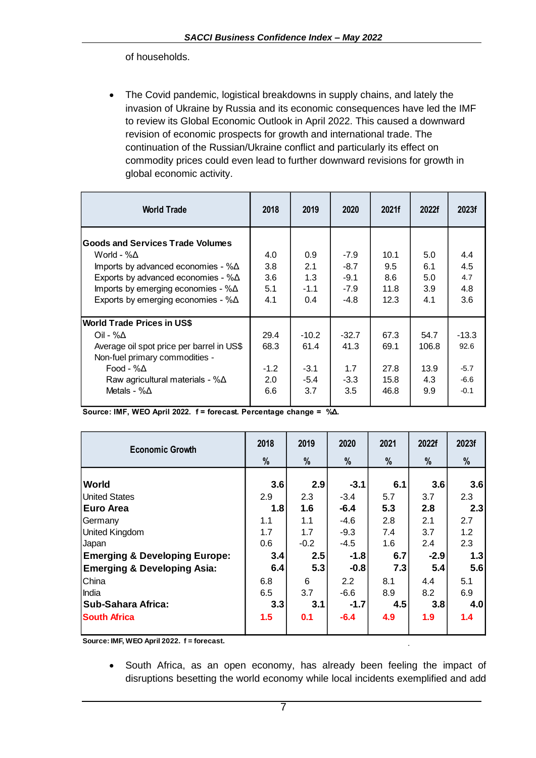of households.

- The Covid pandemic, logistical breakdowns in supply chains, and lately the invasion of Ukraine by Russia and its economic consequences have led the IMF to review its Global Economic Outlook in April 2022. This caused a downward revision of economic prospects for growth and international trade. The continuation of the Russian/Ukraine conflict and particularly its effect on commodity prices could even lead to further downward revisions for growth in global economic activity.

| World Trade | 2018 | 2019 | 2020 | 2021f | 2022f | 2023f |
|---|---|---|---|---|---|---|
| **Goods and Services Trade Volumes** | | | | | | |
| World - %Δ | 4.0 | 0.9 | -7.9 | 10.1 | 5.0 | 4.4 |
| Imports by advanced economies - %Δ | 3.8 | 2.1 | -8.7 | 9.5 | 6.1 | 4.5 |
| Exports by advanced economies - %Δ | 3.6 | 1.3 | -9.1 | 8.6 | 5.0 | 4.7 |
| Imports by emerging economies - %Δ | 5.1 | -1.1 | -7.9 | 11.8 | 3.9 | 4.8 |
| Exports by emerging economies - %Δ | 4.1 | 0.4 | -4.8 | 12.3 | 4.1 | 3.6 |
| **World Trade Prices in US$** | | | | | | |
| Oil - %Δ | 29.4 | -10.2 | -32.7 | 67.3 | 54.7 | -13.3 |
| Average oil spot price per barrel in US$ | 68.3 | 61.4 | 41.3 | 69.1 | 106.8 | 92.6 |
| Non-fuel primary commodities - | | | | | | |
| Food - %Δ | -1.2 | -3.1 | 1.7 | 27.8 | 13.9 | -5.7 |
| Raw agricultural materials - %Δ | 2.0 | -5.4 | -3.3 | 15.8 | 4.3 | -6.6 |
| Metals - %Δ | 6.6 | 3.7 | 3.5 | 46.8 | 9.9 | -0.1 |

**Source: IMF, WEO April 2022. f = forecast. Percentage change = %Δ.**

| Economic Growth | 2018 % | 2019 % | 2020 % | 2021 % | 2022f % | 2023f % |
|---|---|---|---|---|---|---|
| **World** | **3.6** | **2.9** | **-3.1** | **6.1** | **3.6** | **3.6** |
| United States | 2.9 | 2.3 | -3.4 | 5.7 | 3.7 | 2.3 |
| **Euro Area** | **1.8** | **1.6** | **-6.4** | **5.3** | **2.8** | **2.3** |
| Germany | 1.1 | 1.1 | -4.6 | 2.8 | 2.1 | 2.7 |
| United Kingdom | 1.7 | 1.7 | -9.3 | 7.4 | 3.7 | 1.2 |
| Japan | 0.6 | -0.2 | -4.5 | 1.6 | 2.4 | 2.3 |
| **Emerging & Developing Europe:** | **3.4** | **2.5** | **-1.8** | **6.7** | **-2.9** | **1.3** |
| **Emerging & Developing Asia:** | **6.4** | **5.3** | **-0.8** | **7.3** | **5.4** | **5.6** |
| China | 6.8 | 6 | 2.2 | 8.1 | 4.4 | 5.1 |
| India | 6.5 | 3.7 | -6.6 | 8.9 | 8.2 | 6.9 |
| **Sub-Sahara Africa:** | **3.3** | **3.1** | **-1.7** | **4.5** | **3.8** | **4.0** |
| **South Africa** | **1.5** | **0.1** | **-6.4** | **4.9** | **1.9** | **1.4** |

**Source: IMF, WEO April 2022. f = forecast.**

- South Africa, as an open economy, has already been feeling the impact of disruptions besetting the world economy while local incidents exemplified and add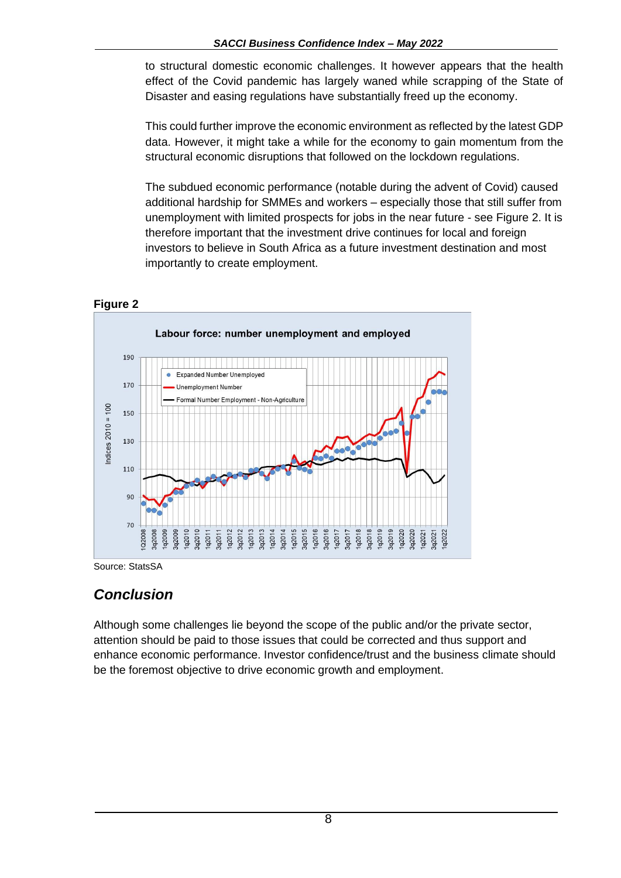to structural domestic economic challenges. It however appears that the health effect of the Covid pandemic has largely waned while scrapping of the State of Disaster and easing regulations have substantially freed up the economy.

This could further improve the economic environment as reflected by the latest GDP data. However, it might take a while for the economy to gain momentum from the structural economic disruptions that followed on the lockdown regulations.

The subdued economic performance (notable during the advent of Covid) caused additional hardship for SMMEs and workers – especially those that still suffer from unemployment with limited prospects for jobs in the near future - see Figure 2. It is therefore important that the investment drive continues for local and foreign investors to believe in South Africa as a future investment destination and most importantly to create employment.

**Figure 2**

Source: StatsSA

## *Conclusion*

Although some challenges lie beyond the scope of the public and/or the private sector, attention should be paid to those issues that could be corrected and thus support and enhance economic performance. Investor confidence/trust and the business climate should be the foremost objective to drive economic growth and employment.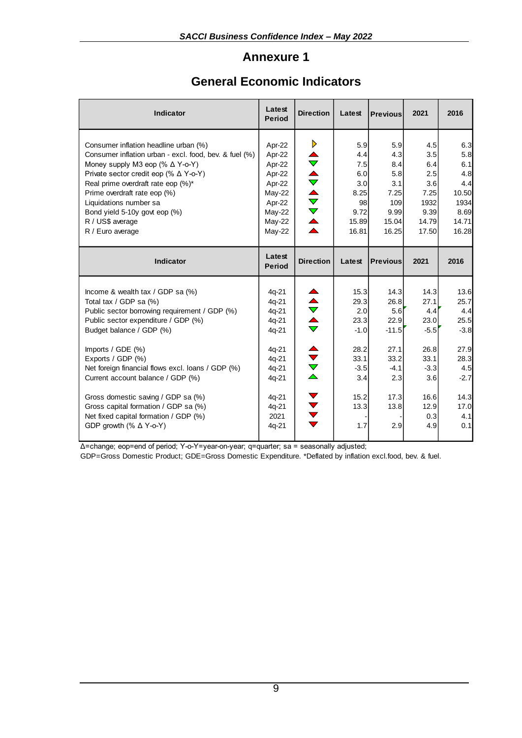# Annexure 1

## General Economic Indicators

| Indicator | Latest Period | Direction | Latest | Previous | 2021 | 2016 |
|---|---|---|---|---|---|---|
| Consumer inflation headline urban (%) | Apr-22 | ▷ | 5.9 | 5.9 | 4.5 | 6.3 |
| Consumer inflation urban - excl. food, bev. & fuel (%) | Apr-22 | ▲ | 4.4 | 4.3 | 3.5 | 5.8 |
| Money supply M3 eop (% Δ Y-o-Y) | Apr-22 | ▼ | 7.5 | 8.4 | 6.4 | 6.1 |
| Private sector credit eop (% Δ Y-o-Y) | Apr-22 | ▲ | 6.0 | 5.8 | 2.5 | 4.8 |
| Real prime overdraft rate eop (%)* | Apr-22 | ▼ | 3.0 | 3.1 | 3.6 | 4.4 |
| Prime overdraft rate eop (%) | May-22 | ▲ | 8.25 | 7.25 | 7.25 | 10.50 |
| Liquidations number sa | Apr-22 | ▼ | 98 | 109 | 1932 | 1934 |
| Bond yield 5-10y govt eop (%) | May-22 | ▼ | 9.72 | 9.99 | 9.39 | 8.69 |
| R / US$ average | May-22 | ▲ | 15.89 | 15.04 | 14.79 | 14.71 |
| R / Euro average | May-22 | ▲ | 16.81 | 16.25 | 17.50 | 16.28 |
| **Indicator** | **Latest Period** | **Direction** | **Latest** | **Previous** | **2021** | **2016** |
| Income & wealth tax / GDP sa (%) | 4q-21 | ▲ | 15.3 | 14.3 | 14.3 | 13.6 |
| Total tax / GDP sa (%) | 4q-21 | ▲ | 29.3 | 26.8 | 27.1 | 25.7 |
| Public sector borrowing requirement / GDP (%) | 4q-21 | ▼ | 2.0 | 5.6 | 4.4 | 4.4 |
| Public sector expenditure / GDP (%) | 4q-21 | ▲ | 23.3 | 22.9 | 23.0 | 25.5 |
| Budget balance / GDP (%) | 4q-21 | ▼ | -1.0 | -11.5 | -5.5 | -3.8 |
| Imports / GDE (%) | 4q-21 | ▲ | 28.2 | 27.1 | 26.8 | 27.9 |
| Exports / GDP (%) | 4q-21 | ▼ | 33.1 | 33.2 | 33.1 | 28.3 |
| Net foreign financial flows excl. loans / GDP (%) | 4q-21 | ▼ | -3.5 | -4.1 | -3.3 | 4.5 |
| Current account balance / GDP (%) | 4q-21 | ▲ | 3.4 | 2.3 | 3.6 | -2.7 |
| Gross domestic saving / GDP sa (%) | 4q-21 | ▼ | 15.2 | 17.3 | 16.6 | 14.3 |
| Gross capital formation / GDP sa (%) | 4q-21 | ▼ | 13.3 | 13.8 | 12.9 | 17.0 |
| Net fixed capital formation / GDP (%) | 2021 | ▼ | - | - | 0.3 | 4.1 |
| GDP growth (% Δ Y-o-Y) | 4q-21 | ▼ | 1.7 | 2.9 | 4.9 | 0.1 |

Δ=change; eop=end of period; Y-o-Y=year-on-year; q=quarter; sa = seasonally adjusted;
GDP=Gross Domestic Product; GDE=Gross Domestic Expenditure. *Deflated by inflation excl.food, bev. & fuel.